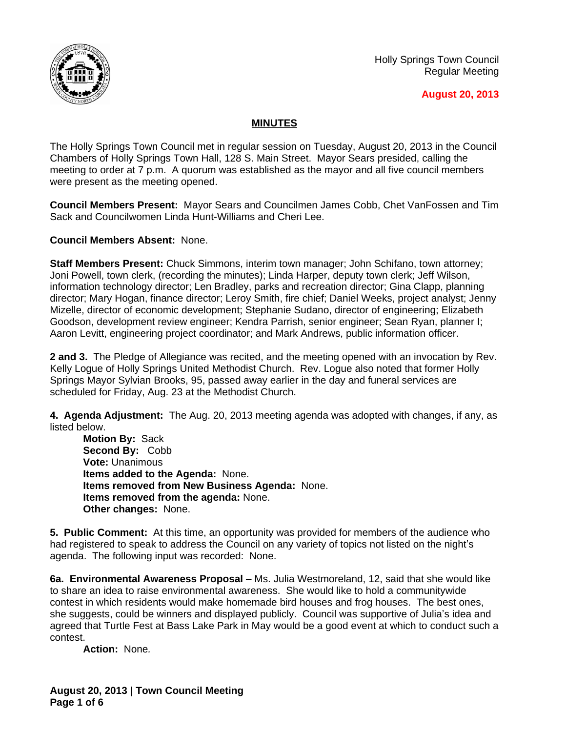Holly Springs Town Council
Regular Meeting

**August 20, 2013**

## MINUTES

The Holly Springs Town Council met in regular session on Tuesday, August 20, 2013 in the Council Chambers of Holly Springs Town Hall, 128 S. Main Street. Mayor Sears presided, calling the meeting to order at 7 p.m. A quorum was established as the mayor and all five council members were present as the meeting opened.

**Council Members Present:** Mayor Sears and Councilmen James Cobb, Chet VanFossen and Tim Sack and Councilwomen Linda Hunt-Williams and Cheri Lee.

**Council Members Absent:** None.

**Staff Members Present:** Chuck Simmons, interim town manager; John Schifano, town attorney; Joni Powell, town clerk, (recording the minutes); Linda Harper, deputy town clerk; Jeff Wilson, information technology director; Len Bradley, parks and recreation director; Gina Clapp, planning director; Mary Hogan, finance director; Leroy Smith, fire chief; Daniel Weeks, project analyst; Jenny Mizelle, director of economic development; Stephanie Sudano, director of engineering; Elizabeth Goodson, development review engineer; Kendra Parrish, senior engineer; Sean Ryan, planner I; Aaron Levitt, engineering project coordinator; and Mark Andrews, public information officer.

**2 and 3.** The Pledge of Allegiance was recited, and the meeting opened with an invocation by Rev. Kelly Logue of Holly Springs United Methodist Church. Rev. Logue also noted that former Holly Springs Mayor Sylvian Brooks, 95, passed away earlier in the day and funeral services are scheduled for Friday, Aug. 23 at the Methodist Church.

**4. Agenda Adjustment:** The Aug. 20, 2013 meeting agenda was adopted with changes, if any, as listed below.

**Motion By:** Sack
**Second By:** Cobb
**Vote:** Unanimous
**Items added to the Agenda:** None.
**Items removed from New Business Agenda:** None.
**Items removed from the agenda:** None.
**Other changes:** None.

**5. Public Comment:** At this time, an opportunity was provided for members of the audience who had registered to speak to address the Council on any variety of topics not listed on the night's agenda. The following input was recorded: None.

**6a. Environmental Awareness Proposal –** Ms. Julia Westmoreland, 12, said that she would like to share an idea to raise environmental awareness. She would like to hold a communitywide contest in which residents would make homemade bird houses and frog houses. The best ones, she suggests, could be winners and displayed publicly. Council was supportive of Julia's idea and agreed that Turtle Fest at Bass Lake Park in May would be a good event at which to conduct such a contest.

**Action:** None*.*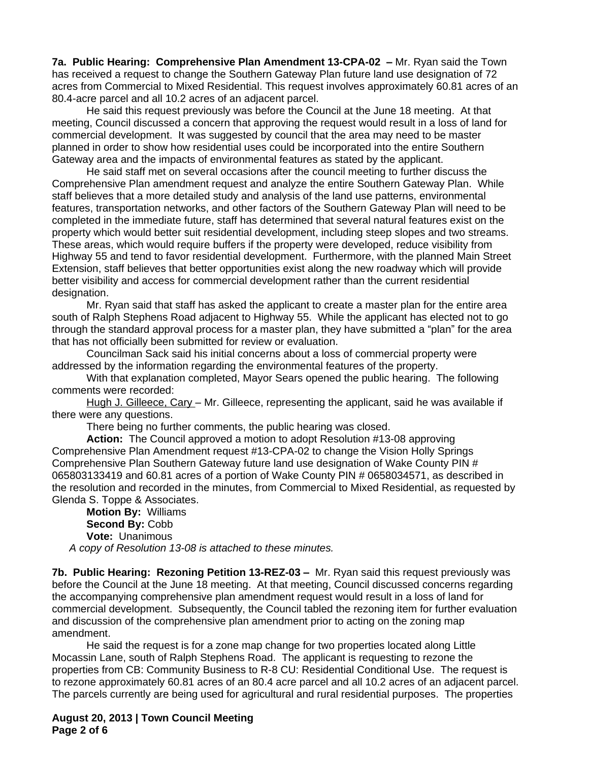**7a. Public Hearing: Comprehensive Plan Amendment 13-CPA-02 –** Mr. Ryan said the Town has received a request to change the Southern Gateway Plan future land use designation of 72 acres from Commercial to Mixed Residential. This request involves approximately 60.81 acres of an 80.4-acre parcel and all 10.2 acres of an adjacent parcel.

He said this request previously was before the Council at the June 18 meeting. At that meeting, Council discussed a concern that approving the request would result in a loss of land for commercial development. It was suggested by council that the area may need to be master planned in order to show how residential uses could be incorporated into the entire Southern Gateway area and the impacts of environmental features as stated by the applicant.

He said staff met on several occasions after the council meeting to further discuss the Comprehensive Plan amendment request and analyze the entire Southern Gateway Plan. While staff believes that a more detailed study and analysis of the land use patterns, environmental features, transportation networks, and other factors of the Southern Gateway Plan will need to be completed in the immediate future, staff has determined that several natural features exist on the property which would better suit residential development, including steep slopes and two streams. These areas, which would require buffers if the property were developed, reduce visibility from Highway 55 and tend to favor residential development. Furthermore, with the planned Main Street Extension, staff believes that better opportunities exist along the new roadway which will provide better visibility and access for commercial development rather than the current residential designation.

Mr. Ryan said that staff has asked the applicant to create a master plan for the entire area south of Ralph Stephens Road adjacent to Highway 55. While the applicant has elected not to go through the standard approval process for a master plan, they have submitted a "plan" for the area that has not officially been submitted for review or evaluation.

Councilman Sack said his initial concerns about a loss of commercial property were addressed by the information regarding the environmental features of the property.

With that explanation completed, Mayor Sears opened the public hearing. The following comments were recorded:

Hugh J. Gilleece, Cary – Mr. Gilleece, representing the applicant, said he was available if there were any questions.

There being no further comments, the public hearing was closed.

**Action:** The Council approved a motion to adopt Resolution #13-08 approving Comprehensive Plan Amendment request #13-CPA-02 to change the Vision Holly Springs Comprehensive Plan Southern Gateway future land use designation of Wake County PIN # 065803133419 and 60.81 acres of a portion of Wake County PIN # 0658034571, as described in the resolution and recorded in the minutes, from Commercial to Mixed Residential, as requested by Glenda S. Toppe & Associates.

**Motion By:** Williams
**Second By:** Cobb
**Vote:** Unanimous

*A copy of Resolution 13-08 is attached to these minutes.*

**7b. Public Hearing: Rezoning Petition 13-REZ-03 –** Mr. Ryan said this request previously was before the Council at the June 18 meeting. At that meeting, Council discussed concerns regarding the accompanying comprehensive plan amendment request would result in a loss of land for commercial development. Subsequently, the Council tabled the rezoning item for further evaluation and discussion of the comprehensive plan amendment prior to acting on the zoning map amendment.

He said the request is for a zone map change for two properties located along Little Mocassin Lane, south of Ralph Stephens Road. The applicant is requesting to rezone the properties from CB: Community Business to R-8 CU: Residential Conditional Use. The request is to rezone approximately 60.81 acres of an 80.4 acre parcel and all 10.2 acres of an adjacent parcel. The parcels currently are being used for agricultural and rural residential purposes. The properties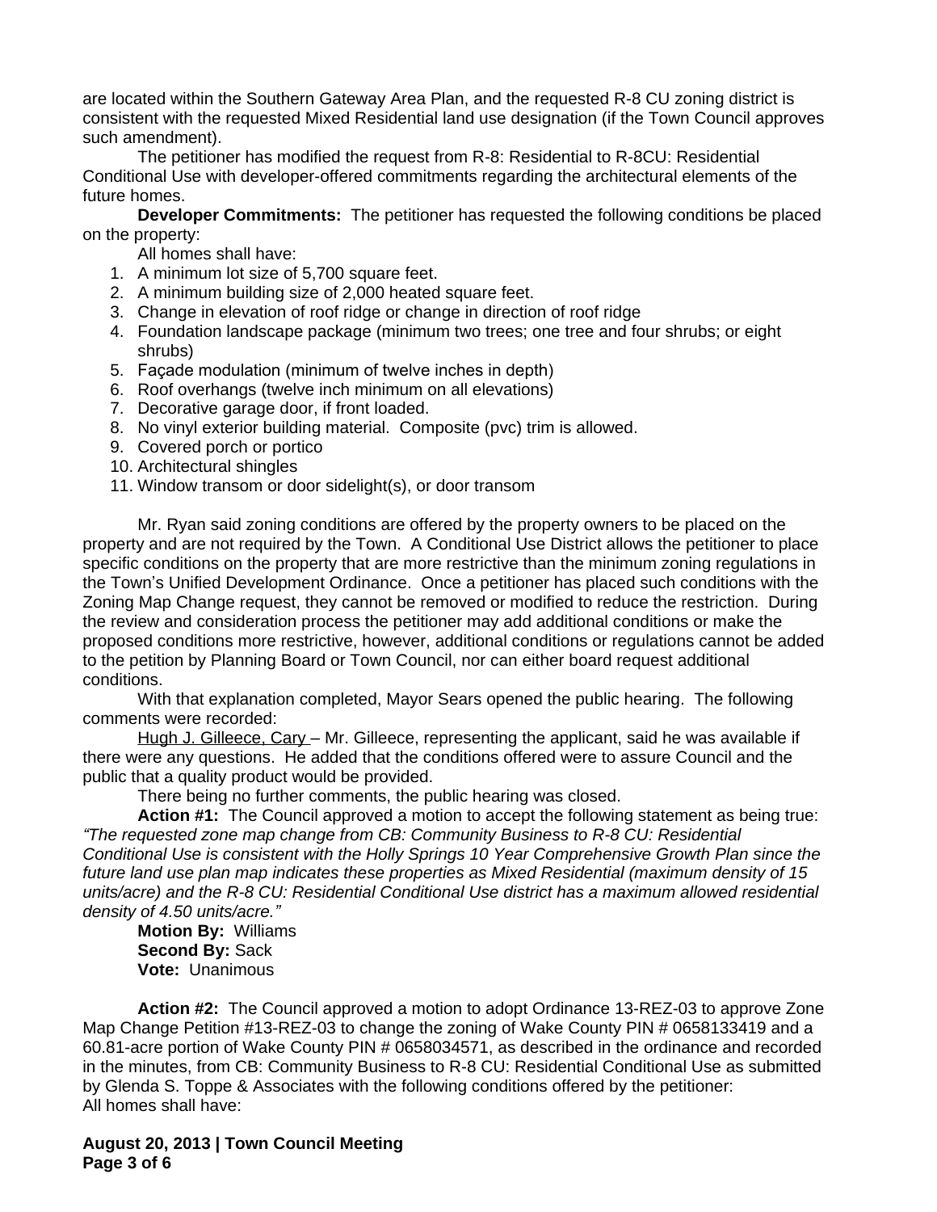are located within the Southern Gateway Area Plan, and the requested R-8 CU zoning district is consistent with the requested Mixed Residential land use designation (if the Town Council approves such amendment).

The petitioner has modified the request from R-8: Residential to R-8CU: Residential Conditional Use with developer-offered commitments regarding the architectural elements of the future homes.

**Developer Commitments:** The petitioner has requested the following conditions be placed on the property:

All homes shall have:

1. A minimum lot size of 5,700 square feet.
2. A minimum building size of 2,000 heated square feet.
3. Change in elevation of roof ridge or change in direction of roof ridge
4. Foundation landscape package (minimum two trees; one tree and four shrubs; or eight shrubs)
5. Façade modulation (minimum of twelve inches in depth)
6. Roof overhangs (twelve inch minimum on all elevations)
7. Decorative garage door, if front loaded.
8. No vinyl exterior building material. Composite (pvc) trim is allowed.
9. Covered porch or portico
10. Architectural shingles
11. Window transom or door sidelight(s), or door transom

Mr. Ryan said zoning conditions are offered by the property owners to be placed on the property and are not required by the Town. A Conditional Use District allows the petitioner to place specific conditions on the property that are more restrictive than the minimum zoning regulations in the Town's Unified Development Ordinance. Once a petitioner has placed such conditions with the Zoning Map Change request, they cannot be removed or modified to reduce the restriction. During the review and consideration process the petitioner may add additional conditions or make the proposed conditions more restrictive, however, additional conditions or regulations cannot be added to the petition by Planning Board or Town Council, nor can either board request additional conditions.

With that explanation completed, Mayor Sears opened the public hearing. The following comments were recorded:

Hugh J. Gilleece, Cary – Mr. Gilleece, representing the applicant, said he was available if there were any questions. He added that the conditions offered were to assure Council and the public that a quality product would be provided.

There being no further comments, the public hearing was closed.

**Action #1:** The Council approved a motion to accept the following statement as being true: *"The requested zone map change from CB: Community Business to R-8 CU: Residential Conditional Use is consistent with the Holly Springs 10 Year Comprehensive Growth Plan since the future land use plan map indicates these properties as Mixed Residential (maximum density of 15 units/acre) and the R-8 CU: Residential Conditional Use district has a maximum allowed residential density of 4.50 units/acre."*

**Motion By:** Williams
**Second By:** Sack
**Vote:** Unanimous

**Action #2:** The Council approved a motion to adopt Ordinance 13-REZ-03 to approve Zone Map Change Petition #13-REZ-03 to change the zoning of Wake County PIN # 0658133419 and a 60.81-acre portion of Wake County PIN # 0658034571, as described in the ordinance and recorded in the minutes, from CB: Community Business to R-8 CU: Residential Conditional Use as submitted by Glenda S. Toppe & Associates with the following conditions offered by the petitioner:
All homes shall have: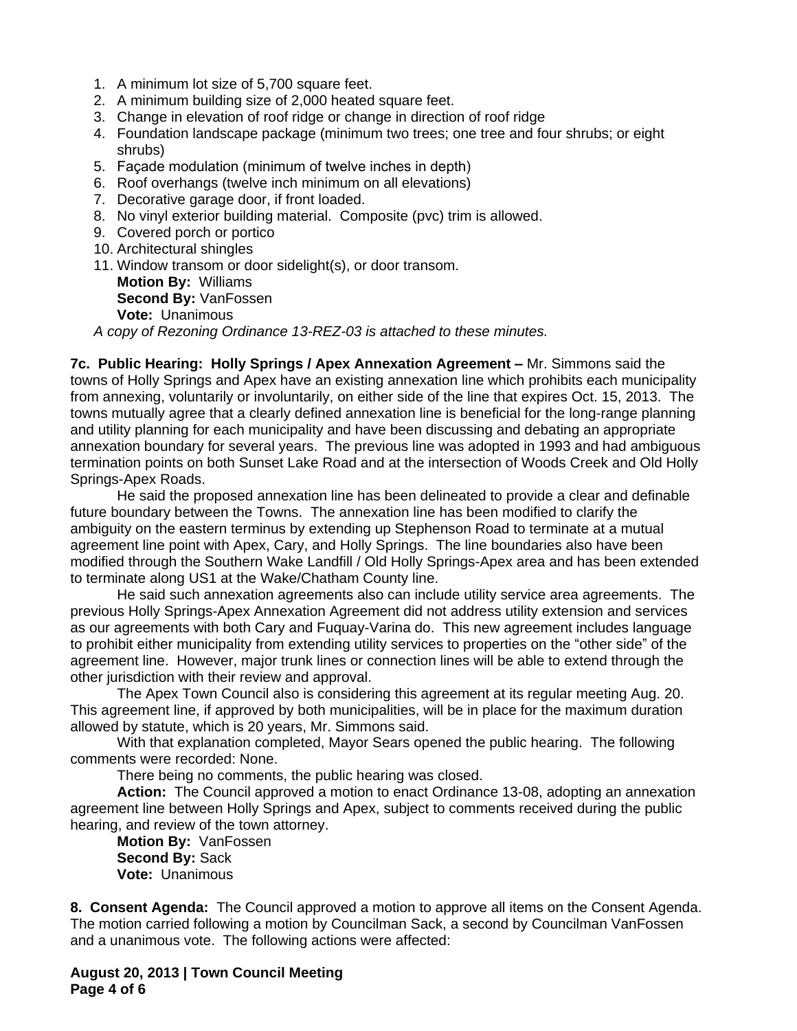1. A minimum lot size of 5,700 square feet.
2. A minimum building size of 2,000 heated square feet.
3. Change in elevation of roof ridge or change in direction of roof ridge
4. Foundation landscape package (minimum two trees; one tree and four shrubs; or eight shrubs)
5. Façade modulation (minimum of twelve inches in depth)
6. Roof overhangs (twelve inch minimum on all elevations)
7. Decorative garage door, if front loaded.
8. No vinyl exterior building material. Composite (pvc) trim is allowed.
9. Covered porch or portico
10. Architectural shingles
11. Window transom or door sidelight(s), or door transom.

**Motion By:** Williams
**Second By:** VanFossen
**Vote:** Unanimous

*A copy of Rezoning Ordinance 13-REZ-03 is attached to these minutes.*

**7c. Public Hearing: Holly Springs / Apex Annexation Agreement –** Mr. Simmons said the towns of Holly Springs and Apex have an existing annexation line which prohibits each municipality from annexing, voluntarily or involuntarily, on either side of the line that expires Oct. 15, 2013. The towns mutually agree that a clearly defined annexation line is beneficial for the long-range planning and utility planning for each municipality and have been discussing and debating an appropriate annexation boundary for several years. The previous line was adopted in 1993 and had ambiguous termination points on both Sunset Lake Road and at the intersection of Woods Creek and Old Holly Springs-Apex Roads.

He said the proposed annexation line has been delineated to provide a clear and definable future boundary between the Towns. The annexation line has been modified to clarify the ambiguity on the eastern terminus by extending up Stephenson Road to terminate at a mutual agreement line point with Apex, Cary, and Holly Springs. The line boundaries also have been modified through the Southern Wake Landfill / Old Holly Springs-Apex area and has been extended to terminate along US1 at the Wake/Chatham County line.

He said such annexation agreements also can include utility service area agreements. The previous Holly Springs-Apex Annexation Agreement did not address utility extension and services as our agreements with both Cary and Fuquay-Varina do. This new agreement includes language to prohibit either municipality from extending utility services to properties on the "other side" of the agreement line. However, major trunk lines or connection lines will be able to extend through the other jurisdiction with their review and approval.

The Apex Town Council also is considering this agreement at its regular meeting Aug. 20. This agreement line, if approved by both municipalities, will be in place for the maximum duration allowed by statute, which is 20 years, Mr. Simmons said.

With that explanation completed, Mayor Sears opened the public hearing. The following comments were recorded: None.

There being no comments, the public hearing was closed.

**Action:** The Council approved a motion to enact Ordinance 13-08, adopting an annexation agreement line between Holly Springs and Apex, subject to comments received during the public hearing, and review of the town attorney.

**Motion By:** VanFossen
**Second By:** Sack
**Vote:** Unanimous

**8. Consent Agenda:** The Council approved a motion to approve all items on the Consent Agenda. The motion carried following a motion by Councilman Sack, a second by Councilman VanFossen and a unanimous vote. The following actions were affected: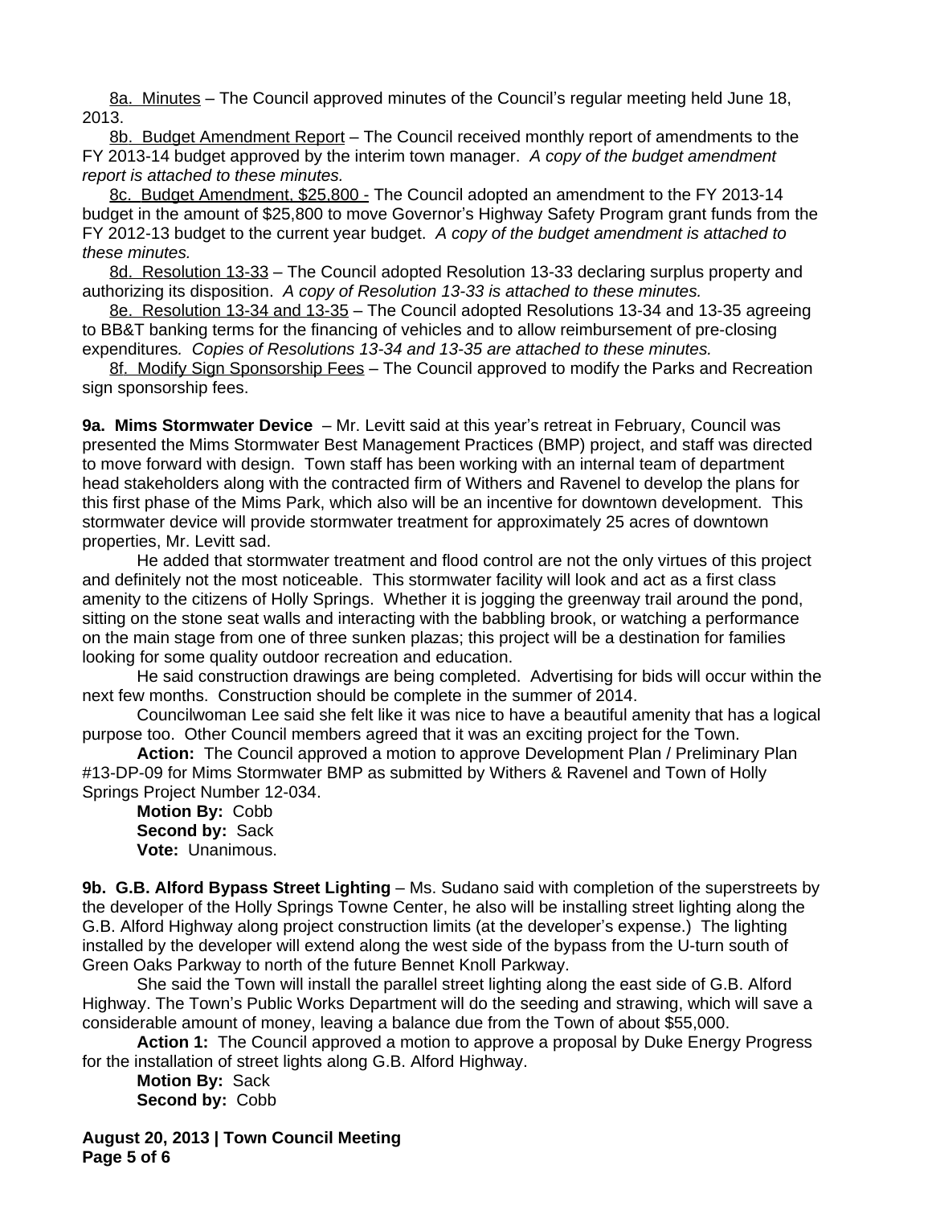8a. Minutes – The Council approved minutes of the Council's regular meeting held June 18, 2013.

8b. Budget Amendment Report – The Council received monthly report of amendments to the FY 2013-14 budget approved by the interim town manager. *A copy of the budget amendment report is attached to these minutes.*

8c. Budget Amendment, $25,800 - The Council adopted an amendment to the FY 2013-14 budget in the amount of $25,800 to move Governor's Highway Safety Program grant funds from the FY 2012-13 budget to the current year budget. *A copy of the budget amendment is attached to these minutes.*

8d. Resolution 13-33 – The Council adopted Resolution 13-33 declaring surplus property and authorizing its disposition. *A copy of Resolution 13-33 is attached to these minutes.*

8e. Resolution 13-34 and 13-35 – The Council adopted Resolutions 13-34 and 13-35 agreeing to BB&T banking terms for the financing of vehicles and to allow reimbursement of pre-closing expenditures*. Copies of Resolutions 13-34 and 13-35 are attached to these minutes.*

8f. Modify Sign Sponsorship Fees – The Council approved to modify the Parks and Recreation sign sponsorship fees.

**9a. Mims Stormwater Device** – Mr. Levitt said at this year's retreat in February, Council was presented the Mims Stormwater Best Management Practices (BMP) project, and staff was directed to move forward with design. Town staff has been working with an internal team of department head stakeholders along with the contracted firm of Withers and Ravenel to develop the plans for this first phase of the Mims Park, which also will be an incentive for downtown development. This stormwater device will provide stormwater treatment for approximately 25 acres of downtown properties, Mr. Levitt sad.

He added that stormwater treatment and flood control are not the only virtues of this project and definitely not the most noticeable. This stormwater facility will look and act as a first class amenity to the citizens of Holly Springs. Whether it is jogging the greenway trail around the pond, sitting on the stone seat walls and interacting with the babbling brook, or watching a performance on the main stage from one of three sunken plazas; this project will be a destination for families looking for some quality outdoor recreation and education.

He said construction drawings are being completed. Advertising for bids will occur within the next few months. Construction should be complete in the summer of 2014.

Councilwoman Lee said she felt like it was nice to have a beautiful amenity that has a logical purpose too. Other Council members agreed that it was an exciting project for the Town.

**Action:** The Council approved a motion to approve Development Plan / Preliminary Plan #13-DP-09 for Mims Stormwater BMP as submitted by Withers & Ravenel and Town of Holly Springs Project Number 12-034.

**Motion By:** Cobb
**Second by:** Sack
**Vote:** Unanimous.

**9b. G.B. Alford Bypass Street Lighting** – Ms. Sudano said with completion of the superstreets by the developer of the Holly Springs Towne Center, he also will be installing street lighting along the G.B. Alford Highway along project construction limits (at the developer's expense.) The lighting installed by the developer will extend along the west side of the bypass from the U-turn south of Green Oaks Parkway to north of the future Bennet Knoll Parkway.

She said the Town will install the parallel street lighting along the east side of G.B. Alford Highway. The Town's Public Works Department will do the seeding and strawing, which will save a considerable amount of money, leaving a balance due from the Town of about $55,000.

**Action 1:** The Council approved a motion to approve a proposal by Duke Energy Progress for the installation of street lights along G.B. Alford Highway.

**Motion By:** Sack
**Second by:** Cobb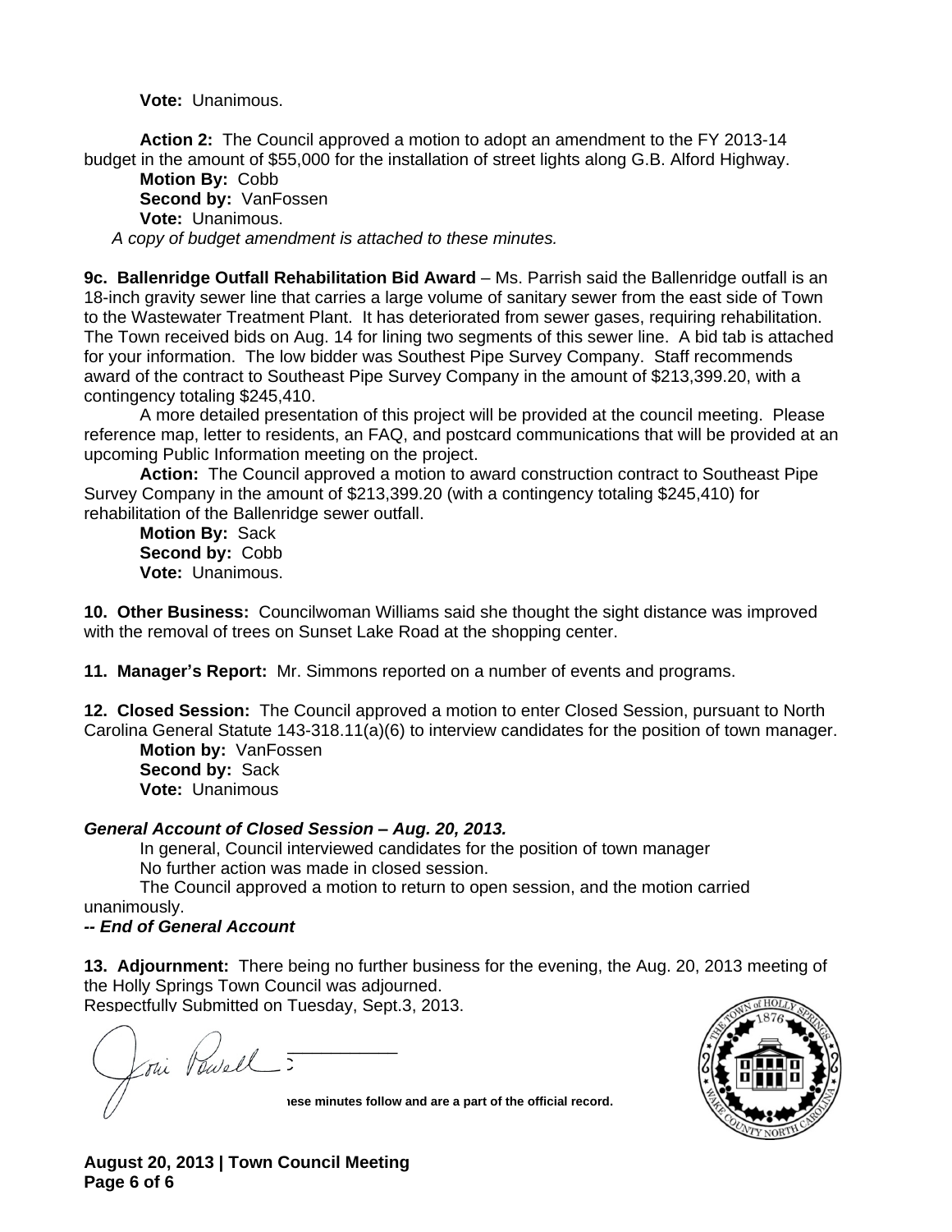**Vote:** Unanimous.

**Action 2:** The Council approved a motion to adopt an amendment to the FY 2013-14 budget in the amount of $55,000 for the installation of street lights along G.B. Alford Highway.

**Motion By:** Cobb
**Second by:** VanFossen
**Vote:** Unanimous.

*A copy of budget amendment is attached to these minutes.*

**9c. Ballenridge Outfall Rehabilitation Bid Award** – Ms. Parrish said the Ballenridge outfall is an 18-inch gravity sewer line that carries a large volume of sanitary sewer from the east side of Town to the Wastewater Treatment Plant. It has deteriorated from sewer gases, requiring rehabilitation. The Town received bids on Aug. 14 for lining two segments of this sewer line. A bid tab is attached for your information. The low bidder was Southest Pipe Survey Company. Staff recommends award of the contract to Southeast Pipe Survey Company in the amount of $213,399.20, with a contingency totaling $245,410.

A more detailed presentation of this project will be provided at the council meeting. Please reference map, letter to residents, an FAQ, and postcard communications that will be provided at an upcoming Public Information meeting on the project.

**Action:** The Council approved a motion to award construction contract to Southeast Pipe Survey Company in the amount of $213,399.20 (with a contingency totaling $245,410) for rehabilitation of the Ballenridge sewer outfall.

**Motion By:** Sack
**Second by:** Cobb
**Vote:** Unanimous.

**10. Other Business:** Councilwoman Williams said she thought the sight distance was improved with the removal of trees on Sunset Lake Road at the shopping center.

**11. Manager's Report:** Mr. Simmons reported on a number of events and programs.

**12. Closed Session:** The Council approved a motion to enter Closed Session, pursuant to North Carolina General Statute 143-318.11(a)(6) to interview candidates for the position of town manager.

**Motion by:** VanFossen
**Second by:** Sack
**Vote:** Unanimous

***General Account of Closed Session – Aug. 20, 2013.***

In general, Council interviewed candidates for the position of town manager

No further action was made in closed session.

The Council approved a motion to return to open session, and the motion carried unanimously.

***-- End of General Account***

**13. Adjournment:** There being no further business for the evening, the Aug. 20, 2013 meeting of the Holly Springs Town Council was adjourned.

Respectfully Submitted on Tuesday, Sept.3, 2013.

Joni Powell

**ıese minutes follow and are a part of the official record.**